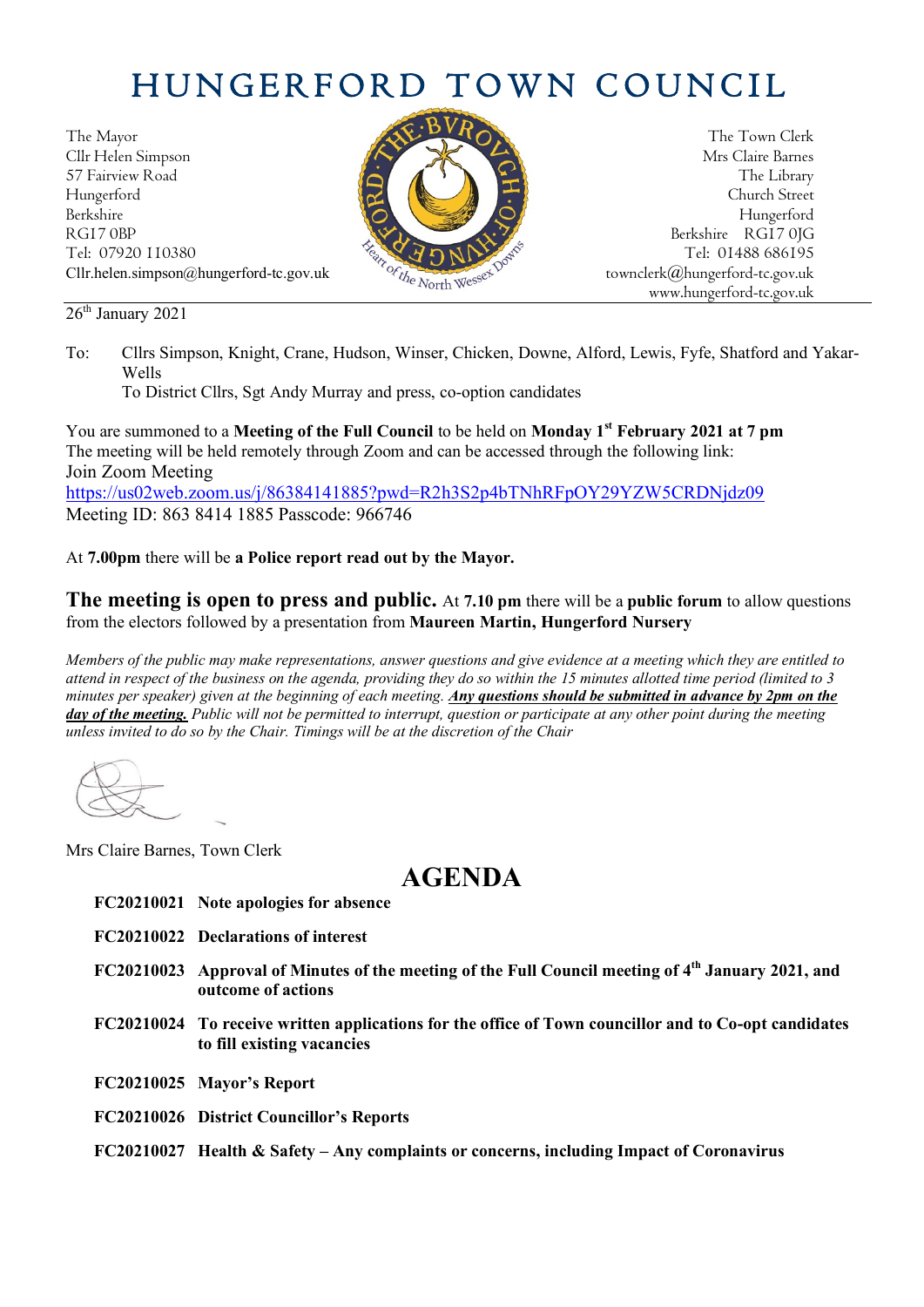# HUNGERFORD TOWN COUNCIL

The Mayor
Cllr Helen Simpson
57 Fairview Road
Hungerford
Berkshire
RG17 0BP
Tel: 07920 110380
Cllr.helen.simpson@hungerford-tc.gov.uk

The Town Clerk
Mrs Claire Barnes
The Library
Church Street
Hungerford
Berkshire RG17 0JG
Tel: 01488 686195
townclerk@hungerford-tc.gov.uk
www.hungerford-tc.gov.uk

26th January 2021

To: Cllrs Simpson, Knight, Crane, Hudson, Winser, Chicken, Downe, Alford, Lewis, Fyfe, Shatford and Yakar-Wells
To District Cllrs, Sgt Andy Murray and press, co-option candidates

You are summoned to a **Meeting of the Full Council** to be held on **Monday 1st February 2021 at 7 pm**
The meeting will be held remotely through Zoom and can be accessed through the following link:
Join Zoom Meeting
https://us02web.zoom.us/j/86384141885?pwd=R2h3S2p4bTNhRFpOY29YZW5CRDNjdz09
Meeting ID: 863 8414 1885 Passcode: 966746

At **7.00pm** there will be **a Police report read out by the Mayor.**

**The meeting is open to press and public.** At **7.10 pm** there will be a **public forum** to allow questions from the electors followed by a presentation from **Maureen Martin, Hungerford Nursery**

*Members of the public may make representations, answer questions and give evidence at a meeting which they are entitled to attend in respect of the business on the agenda, providing they do so within the 15 minutes allotted time period (limited to 3 minutes per speaker) given at the beginning of each meeting.* ***Any questions should be submitted in advance by 2pm on the day of the meeting.*** *Public will not be permitted to interrupt, question or participate at any other point during the meeting unless invited to do so by the Chair. Timings will be at the discretion of the Chair*

Mrs Claire Barnes, Town Clerk

# AGENDA

**FC20210021 Note apologies for absence**

**FC20210022 Declarations of interest**

**FC20210023 Approval of Minutes of the meeting of the Full Council meeting of 4th January 2021, and outcome of actions**

**FC20210024 To receive written applications for the office of Town councillor and to Co-opt candidates to fill existing vacancies**

**FC20210025 Mayor's Report**

**FC20210026 District Councillor's Reports**

**FC20210027 Health & Safety – Any complaints or concerns, including Impact of Coronavirus**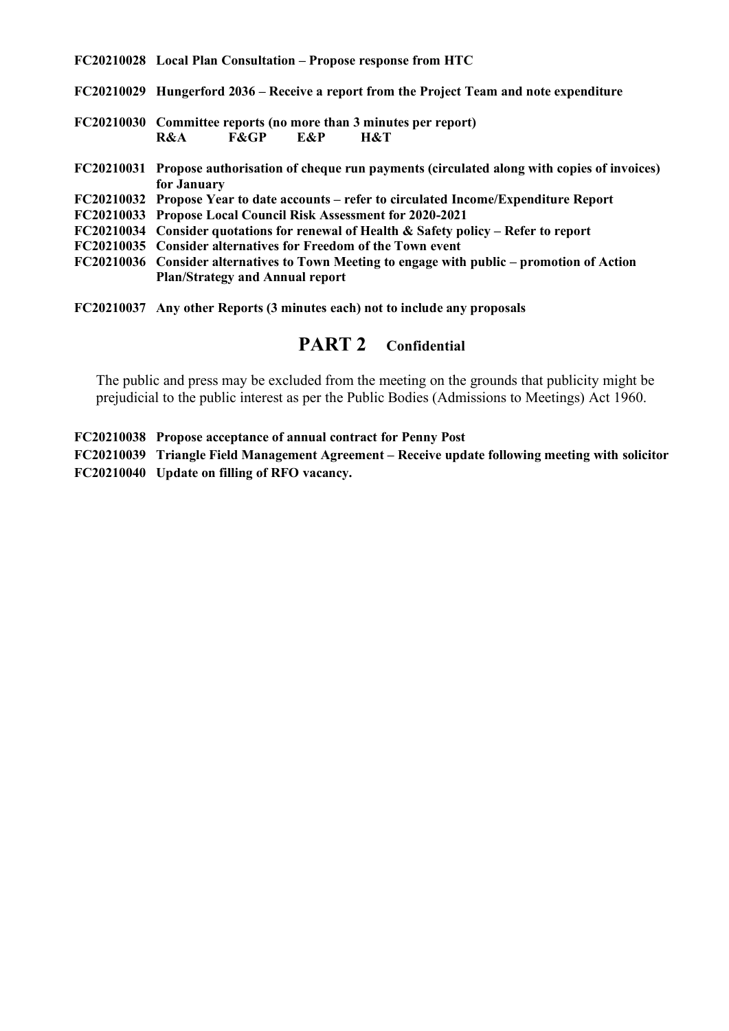**FC20210028 Local Plan Consultation – Propose response from HTC**

**FC20210029 Hungerford 2036 – Receive a report from the Project Team and note expenditure**

**FC20210030 Committee reports (no more than 3 minutes per report)**
**R&A F&GP E&P H&T**

**FC20210031 Propose authorisation of cheque run payments (circulated along with copies of invoices) for January**
**FC20210032 Propose Year to date accounts – refer to circulated Income/Expenditure Report**
**FC20210033 Propose Local Council Risk Assessment for 2020-2021**
**FC20210034 Consider quotations for renewal of Health & Safety policy – Refer to report**
**FC20210035 Consider alternatives for Freedom of the Town event**
**FC20210036 Consider alternatives to Town Meeting to engage with public – promotion of Action Plan/Strategy and Annual report**

**FC20210037 Any other Reports (3 minutes each) not to include any proposals**

## PART 2 Confidential

The public and press may be excluded from the meeting on the grounds that publicity might be prejudicial to the public interest as per the Public Bodies (Admissions to Meetings) Act 1960.

**FC20210038 Propose acceptance of annual contract for Penny Post**
**FC20210039 Triangle Field Management Agreement – Receive update following meeting with solicitor**
**FC20210040 Update on filling of RFO vacancy.**